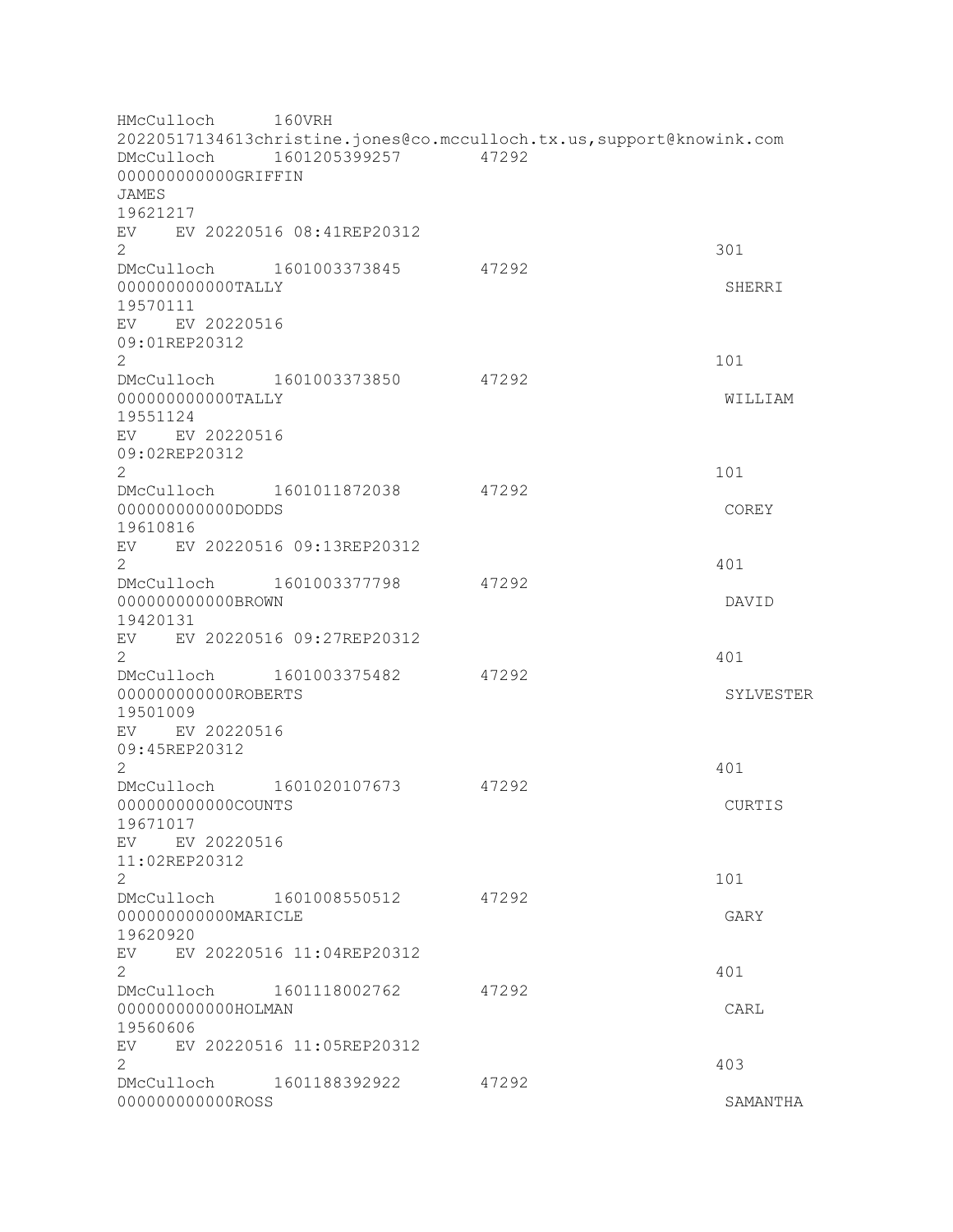```
HMcCulloch      160VRH
20220517134613christine.jones@co.mcculloch.tx.us,support@knowink.com
DMcCulloch      1601205399257       47292
000000000000GRIFFIN
JAMES
19621217
EV    EV 20220516 08:41REP20312
2                                                                         301
DMcCulloch      1601003373845       47292
000000000000TALLY                                                         SHERRI
19570111
EV    EV 20220516
09:01REP20312
2                                                                         101
DMcCulloch      1601003373850       47292
000000000000TALLY                                                         WILLIAM
19551124
EV    EV 20220516
09:02REP20312
2                                                                         101
DMcCulloch      1601011872038       47292
000000000000DODDS                                                         COREY
19610816
EV    EV 20220516 09:13REP20312
2                                                                         401
DMcCulloch      1601003377798       47292
000000000000BROWN                                                         DAVID
19420131
EV    EV 20220516 09:27REP20312
2                                                                         401
DMcCulloch      1601003375482       47292
000000000000ROBERTS                                                       SYLVESTER
19501009
EV    EV 20220516
09:45REP20312
2                                                                         401
DMcCulloch      1601020107673       47292
000000000000COUNTS                                                        CURTIS
19671017
EV    EV 20220516
11:02REP20312
2                                                                         101
DMcCulloch      1601008550512       47292
000000000000MARICLE                                                       GARY
19620920
EV    EV 20220516 11:04REP20312
2                                                                         401
DMcCulloch      1601118002762       47292
000000000000HOLMAN                                                        CARL
19560606
EV    EV 20220516 11:05REP20312
2                                                                         403
DMcCulloch      1601188392922       47292
000000000000ROSS                                                          SAMANTHA
```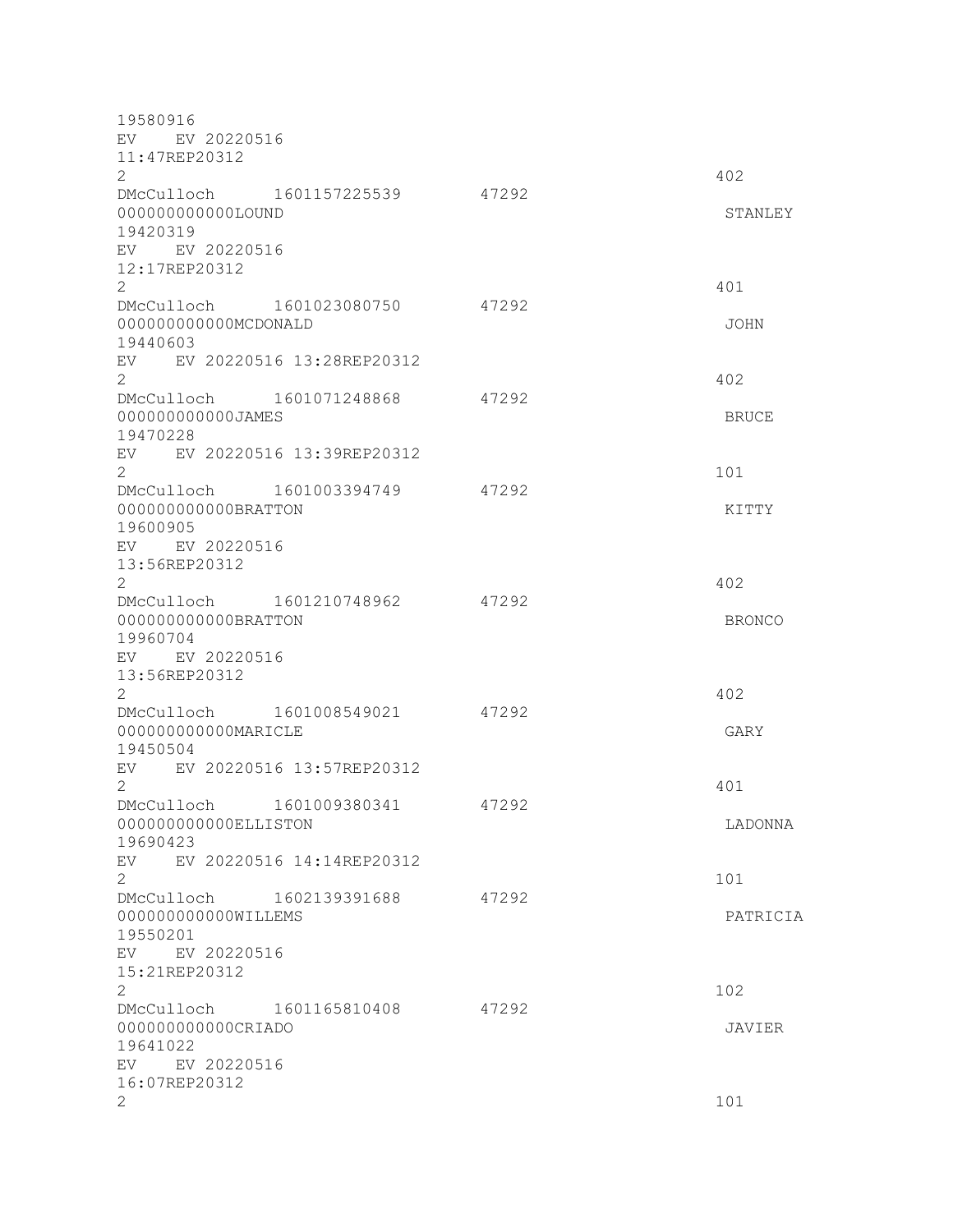```
19580916
EV    EV 20220516
11:47REP20312
2                                                                 402
DMcCulloch      1601157225539       47292
000000000000LOUND                                                  STANLEY
19420319
EV    EV 20220516
12:17REP20312
2                                                                 401
DMcCulloch      1601023080750       47292
000000000000MCDONALD                                               JOHN
19440603
EV    EV 20220516 13:28REP20312
2                                                                 402
DMcCulloch      1601071248868       47292
000000000000JAMES                                                  BRUCE
19470228
EV    EV 20220516 13:39REP20312
2                                                                 101
DMcCulloch      1601003394749       47292
000000000000BRATTON                                                KITTY
19600905
EV    EV 20220516
13:56REP20312
2                                                                 402
DMcCulloch      1601210748962       47292
000000000000BRATTON                                                BRONCO
19960704
EV    EV 20220516
13:56REP20312
2                                                                 402
DMcCulloch      1601008549021       47292
000000000000MARICLE                                                GARY
19450504
EV    EV 20220516 13:57REP20312
2                                                                 401
DMcCulloch      1601009380341       47292
000000000000ELLISTON                                               LADONNA
19690423
EV    EV 20220516 14:14REP20312
2                                                                 101
DMcCulloch      1602139391688       47292
000000000000WILLEMS                                                PATRICIA
19550201
EV    EV 20220516
15:21REP20312
2                                                                 102
DMcCulloch      1601165810408       47292
000000000000CRIADO                                                 JAVIER
19641022
EV    EV 20220516
16:07REP20312
2                                                                 101
```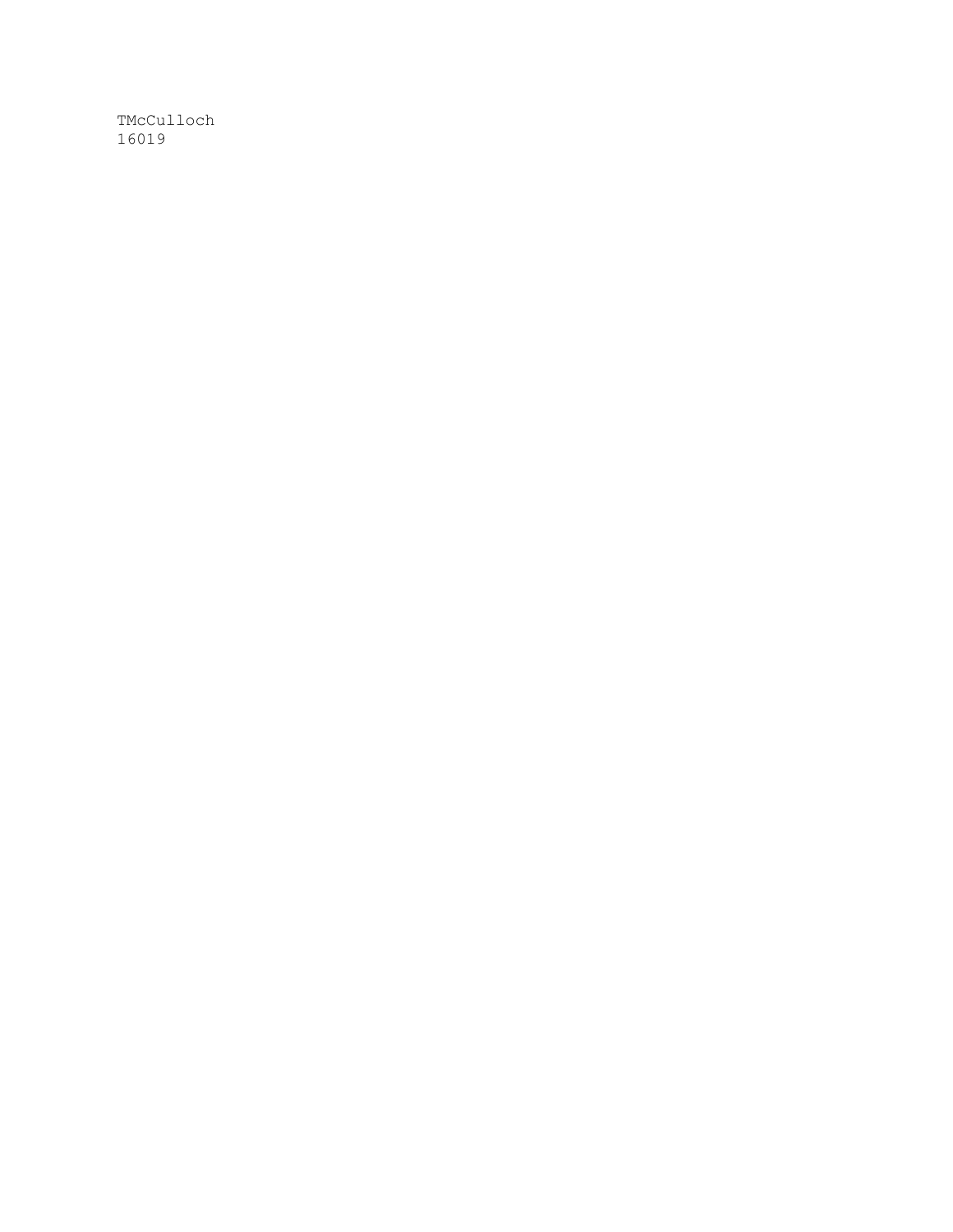TMcCulloch
16019